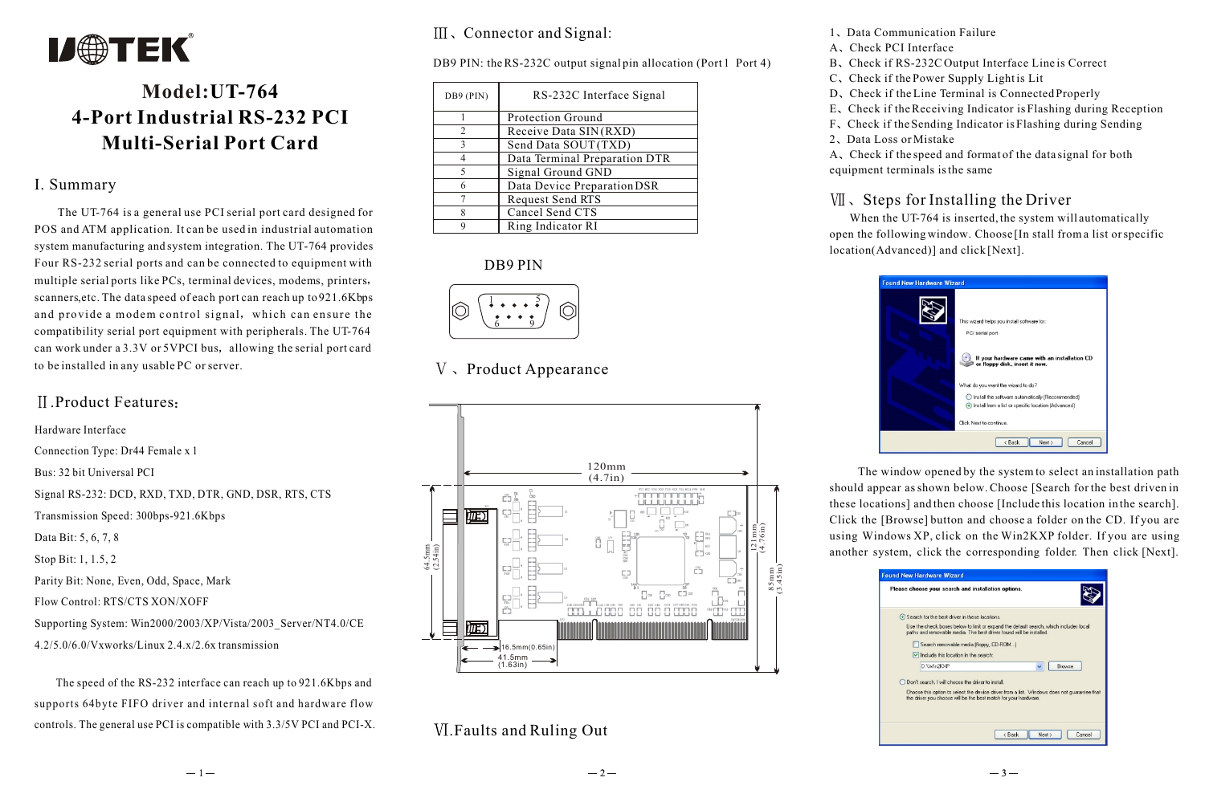# UTEK

# Model:UT-764
# 4-Port Industrial RS-232 PCI Multi-Serial Port Card

## I. Summary

The UT-764 is a general use PCI serial port card designed for POS and ATM application. It can be used in industrial automation system manufacturing and system integration. The UT-764 provides Four RS-232 serial ports and can be connected to equipment with multiple serial ports like PCs, terminal devices, modems, printers, scanners,etc. The data speed of each port can reach up to 921.6Kbps and provide a modem control signal, which can ensure the compatibility serial port equipment with peripherals. The UT-764 can work under a 3.3V or 5VPCI bus, allowing the serial port card to be installed in any usable PC or server.

## Ⅱ.Product Features:

Hardware Interface

Connection Type: Dr44 Female x 1

Bus: 32 bit Universal PCI

Signal RS-232: DCD, RXD, TXD, DTR, GND, DSR, RTS, CTS

Transmission Speed: 300bps-921.6Kbps

Data Bit: 5, 6, 7, 8

Stop Bit: 1, 1.5, 2

Parity Bit: None, Even, Odd, Space, Mark

Flow Control: RTS/CTS XON/XOFF

Supporting System: Win2000/2003/XP/Vista/2003_Server/NT4.0/CE 4.2/5.0/6.0/Vxworks/Linux 2.4.x/2.6x transmission

The speed of the RS-232 interface can reach up to 921.6Kbps and supports 64byte FIFO driver and internal soft and hardware flow controls. The general use PCI is compatible with 3.3/5V PCI and PCI-X.

## Ⅲ、Connector and Signal:

DB9 PIN: the RS-232C output signal pin allocation (Port1 Port 4)

| DB9 (PIN) | RS-232C Interface Signal |
|---|---|
| 1 | Protection Ground |
| 2 | Receive Data SIN(RXD) |
| 3 | Send Data SOUT(TXD) |
| 4 | Data Terminal Preparation DTR |
| 5 | Signal Ground GND |
| 6 | Data Device Preparation DSR |
| 7 | Request Send RTS |
| 8 | Cancel Send CTS |
| 9 | Ring Indicator RI |

DB9 PIN

## Ⅴ、Product Appearance

120mm (4.7in)

64.5mm (2.54in)

121mm (4.76in)

85mm (3.45in)

16.5mm(0.65in)

41.5mm (1.63in)

## Ⅵ.Faults and Ruling Out

1、Data Communication Failure

A、Check PCI Interface

B、Check if RS-232C Output Interface Line is Correct

C、Check if the Power Supply Light is Lit

D、Check if the Line Terminal is Connected Properly

E、Check if the Receiving Indicator is Flashing during Reception

F、Check if the Sending Indicator is Flashing during Sending

2、Data Loss or Mistake

A、Check if the speed and format of the data signal for both equipment terminals is the same

## Ⅶ、Steps for Installing the Driver

When the UT-764 is inserted, the system will automatically open the following window. Choose[In stall from a list or specific location(Advanced)] and click[Next].

The window opened by the system to select an installation path should appear as shown below. Choose [Search for the best driven in these locations] and then choose [Include this location in the search]. Click the [Browse] button and choose a folder on the CD. If you are using Windows XP, click on the Win2KXP folder. If you are using another system, click the corresponding folder. Then click [Next].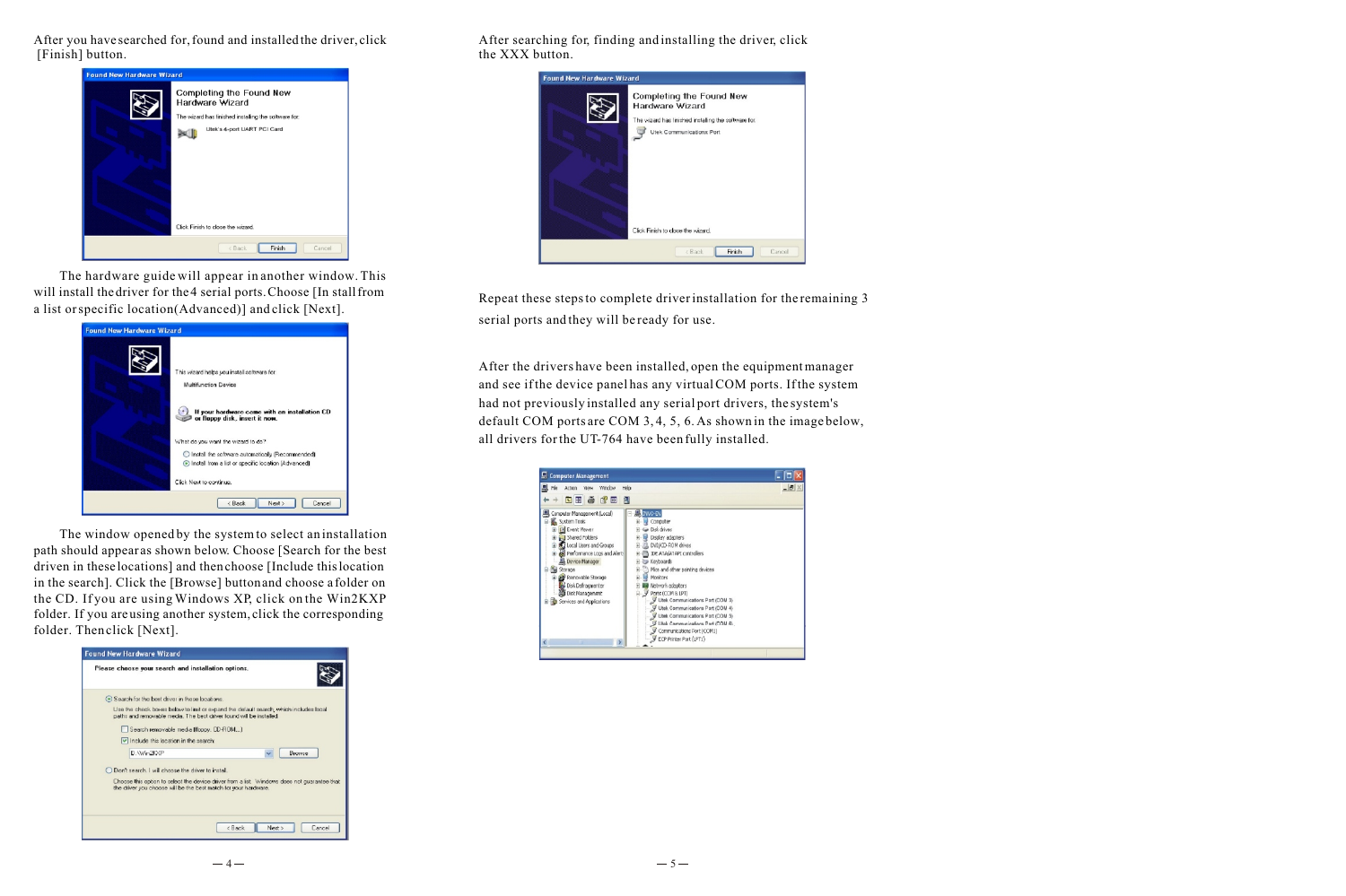After you have searched for, found and installed the driver, click [Finish] button.

The hardware guide will appear in another window. This will install the driver for the 4 serial ports. Choose [In stall from a list or specific location(Advanced)] and click [Next].

The window opened by the system to select an installation path should appear as shown below. Choose [Search for the best driven in these locations] and then choose [Include this location in the search]. Click the [Browse] button and choose a folder on the CD. If you are using Windows XP, click on the Win2KXP folder. If you are using another system, click the corresponding folder. Then click [Next].

After searching for, finding and installing the driver, click the XXX button.

Repeat these steps to complete driver installation for the remaining 3 serial ports and they will be ready for use.

After the drivers have been installed, open the equipment manager and see if the device panel has any virtual COM ports. If the system had not previously installed any serial port drivers, the system's default COM ports are COM 3, 4, 5, 6. As shown in the image below, all drivers for the UT-764 have been fully installed.